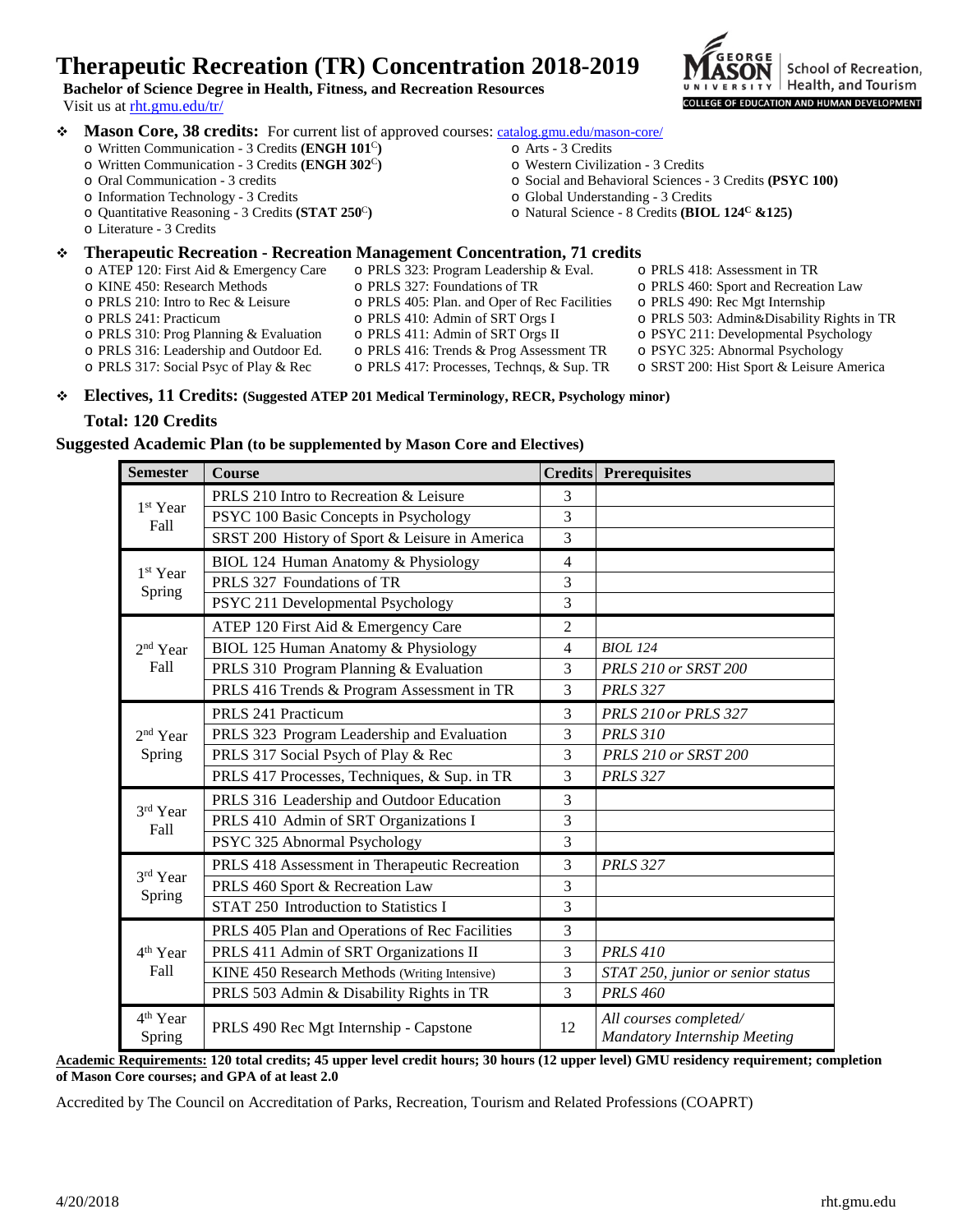# Therapeutic Recreation (TR) Concentration 2018-2019

**Bachelor of Science Degree in Health, Fitness, and Recreation Resources**

Visit us at rht.gmu.edu/tr/

School of Recreation, Health, and Tourism
COLLEGE OF EDUCATION AND HUMAN DEVELOPMENT

- **Mason Core, 38 credits:** For current list of approved courses: catalog.gmu.edu/mason-core/
  - Written Communication - 3 Credits **(ENGH 101[C])**
  - Written Communication - 3 Credits **(ENGH 302[C])**
  - Oral Communication - 3 credits
  - Information Technology - 3 Credits
  - Quantitative Reasoning - 3 Credits **(STAT 250[C])**
  - Literature - 3 Credits
  - Arts - 3 Credits
  - Western Civilization - 3 Credits
  - Social and Behavioral Sciences - 3 Credits **(PSYC 100)**
  - Global Understanding - 3 Credits
  - Natural Science - 8 Credits **(BIOL 124[C] &125)**

- **Therapeutic Recreation - Recreation Management Concentration, 71 credits**
  - ATEP 120: First Aid & Emergency Care
  - KINE 450: Research Methods
  - PRLS 210: Intro to Rec & Leisure
  - PRLS 241: Practicum
  - PRLS 310: Prog Planning & Evaluation
  - PRLS 316: Leadership and Outdoor Ed.
  - PRLS 317: Social Psyc of Play & Rec
  - PRLS 323: Program Leadership & Eval.
  - PRLS 327: Foundations of TR
  - PRLS 405: Plan. and Oper of Rec Facilities
  - PRLS 410: Admin of SRT Orgs I
  - PRLS 411: Admin of SRT Orgs II
  - PRLS 416: Trends & Prog Assessment TR
  - PRLS 417: Processes, Technqs, & Sup. TR
  - PRLS 418: Assessment in TR
  - PRLS 460: Sport and Recreation Law
  - PRLS 490: Rec Mgt Internship
  - PRLS 503: Admin&Disability Rights in TR
  - PSYC 211: Developmental Psychology
  - PSYC 325: Abnormal Psychology
  - SRST 200: Hist Sport & Leisure America

- **Electives, 11 Credits: (Suggested ATEP 201 Medical Terminology, RECR, Psychology minor)**

**Total: 120 Credits**

## Suggested Academic Plan (to be supplemented by Mason Core and Electives)

| Semester | Course | Credits | Prerequisites |
|---|---|---|---|
| 1st Year Fall | PRLS 210 Intro to Recreation & Leisure | 3 | |
| | PSYC 100 Basic Concepts in Psychology | 3 | |
| | SRST 200 History of Sport & Leisure in America | 3 | |
| 1st Year Spring | BIOL 124 Human Anatomy & Physiology | 4 | |
| | PRLS 327 Foundations of TR | 3 | |
| | PSYC 211 Developmental Psychology | 3 | |
| 2nd Year Fall | ATEP 120 First Aid & Emergency Care | 2 | |
| | BIOL 125 Human Anatomy & Physiology | 4 | *BIOL 124* |
| | PRLS 310 Program Planning & Evaluation | 3 | *PRLS 210 or SRST 200* |
| | PRLS 416 Trends & Program Assessment in TR | 3 | *PRLS 327* |
| 2nd Year Spring | PRLS 241 Practicum | 3 | *PRLS 210 or PRLS 327* |
| | PRLS 323 Program Leadership and Evaluation | 3 | *PRLS 310* |
| | PRLS 317 Social Psych of Play & Rec | 3 | *PRLS 210 or SRST 200* |
| | PRLS 417 Processes, Techniques, & Sup. in TR | 3 | *PRLS 327* |
| 3rd Year Fall | PRLS 316 Leadership and Outdoor Education | 3 | |
| | PRLS 410 Admin of SRT Organizations I | 3 | |
| | PSYC 325 Abnormal Psychology | 3 | |
| 3rd Year Spring | PRLS 418 Assessment in Therapeutic Recreation | 3 | *PRLS 327* |
| | PRLS 460 Sport & Recreation Law | 3 | |
| | STAT 250 Introduction to Statistics I | 3 | |
| 4th Year Fall | PRLS 405 Plan and Operations of Rec Facilities | 3 | |
| | PRLS 411 Admin of SRT Organizations II | 3 | *PRLS 410* |
| | KINE 450 Research Methods (Writing Intensive) | 3 | *STAT 250, junior or senior status* |
| | PRLS 503 Admin & Disability Rights in TR | 3 | *PRLS 460* |
| 4th Year Spring | PRLS 490 Rec Mgt Internship - Capstone | 12 | *All courses completed/ Mandatory Internship Meeting* |

**Academic Requirements: 120 total credits; 45 upper level credit hours; 30 hours (12 upper level) GMU residency requirement; completion of Mason Core courses; and GPA of at least 2.0**

Accredited by The Council on Accreditation of Parks, Recreation, Tourism and Related Professions (COAPRT)

4/20/2018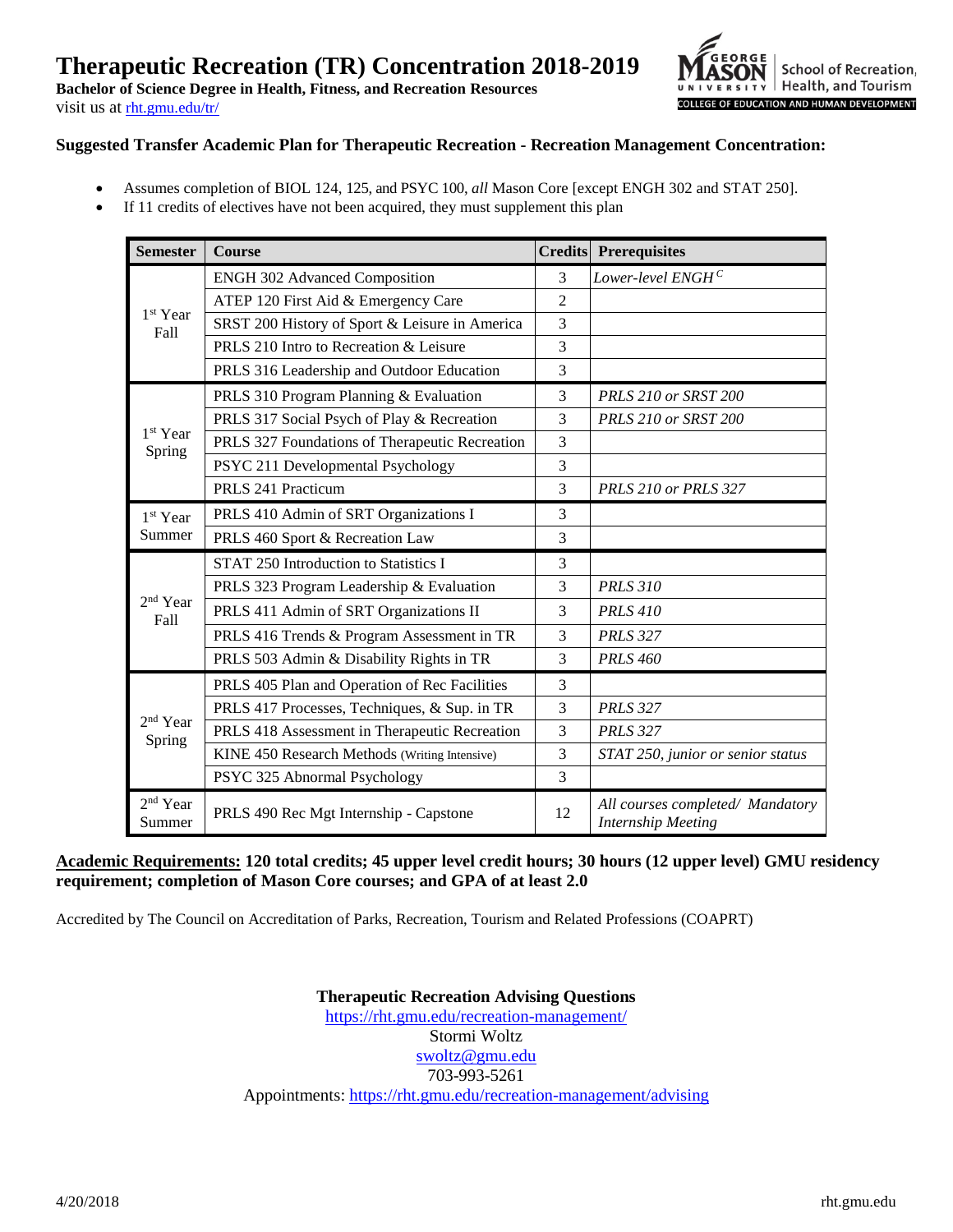# Therapeutic Recreation (TR) Concentration 2018-2019

**Bachelor of Science Degree in Health, Fitness, and Recreation Resources**

visit us at rht.gmu.edu/tr/

George Mason University | School of Recreation, Health, and Tourism
COLLEGE OF EDUCATION AND HUMAN DEVELOPMENT

### Suggested Transfer Academic Plan for Therapeutic Recreation - Recreation Management Concentration:

- Assumes completion of BIOL 124, 125, and PSYC 100, *all* Mason Core [except ENGH 302 and STAT 250].
- If 11 credits of electives have not been acquired, they must supplement this plan

| Semester | Course | Credits | Prerequisites |
|---|---|---|---|
| 1st Year Fall | ENGH 302 Advanced Composition | 3 | *Lower-level ENGH [C]* |
| | ATEP 120 First Aid & Emergency Care | 2 | |
| | SRST 200 History of Sport & Leisure in America | 3 | |
| | PRLS 210 Intro to Recreation & Leisure | 3 | |
| | PRLS 316 Leadership and Outdoor Education | 3 | |
| 1st Year Spring | PRLS 310 Program Planning & Evaluation | 3 | *PRLS 210 or SRST 200* |
| | PRLS 317 Social Psych of Play & Recreation | 3 | *PRLS 210 or SRST 200* |
| | PRLS 327 Foundations of Therapeutic Recreation | 3 | |
| | PSYC 211 Developmental Psychology | 3 | |
| | PRLS 241 Practicum | 3 | *PRLS 210 or PRLS 327* |
| 1st Year Summer | PRLS 410 Admin of SRT Organizations I | 3 | |
| | PRLS 460 Sport & Recreation Law | 3 | |
| 2nd Year Fall | STAT 250 Introduction to Statistics I | 3 | |
| | PRLS 323 Program Leadership & Evaluation | 3 | *PRLS 310* |
| | PRLS 411 Admin of SRT Organizations II | 3 | *PRLS 410* |
| | PRLS 416 Trends & Program Assessment in TR | 3 | *PRLS 327* |
| | PRLS 503 Admin & Disability Rights in TR | 3 | *PRLS 460* |
| 2nd Year Spring | PRLS 405 Plan and Operation of Rec Facilities | 3 | |
| | PRLS 417 Processes, Techniques, & Sup. in TR | 3 | *PRLS 327* |
| | PRLS 418 Assessment in Therapeutic Recreation | 3 | *PRLS 327* |
| | KINE 450 Research Methods (Writing Intensive) | 3 | *STAT 250, junior or senior status* |
| | PSYC 325 Abnormal Psychology | 3 | |
| 2nd Year Summer | PRLS 490 Rec Mgt Internship - Capstone | 12 | *All courses completed/ Mandatory Internship Meeting* |

**<u>Academic Requirements:</u> 120 total credits; 45 upper level credit hours; 30 hours (12 upper level) GMU residency requirement; completion of Mason Core courses; and GPA of at least 2.0**

Accredited by The Council on Accreditation of Parks, Recreation, Tourism and Related Professions (COAPRT)

**Therapeutic Recreation Advising Questions**

https://rht.gmu.edu/recreation-management/

Stormi Woltz

swoltz@gmu.edu

703-993-5261

Appointments: https://rht.gmu.edu/recreation-management/advising

4/20/2018